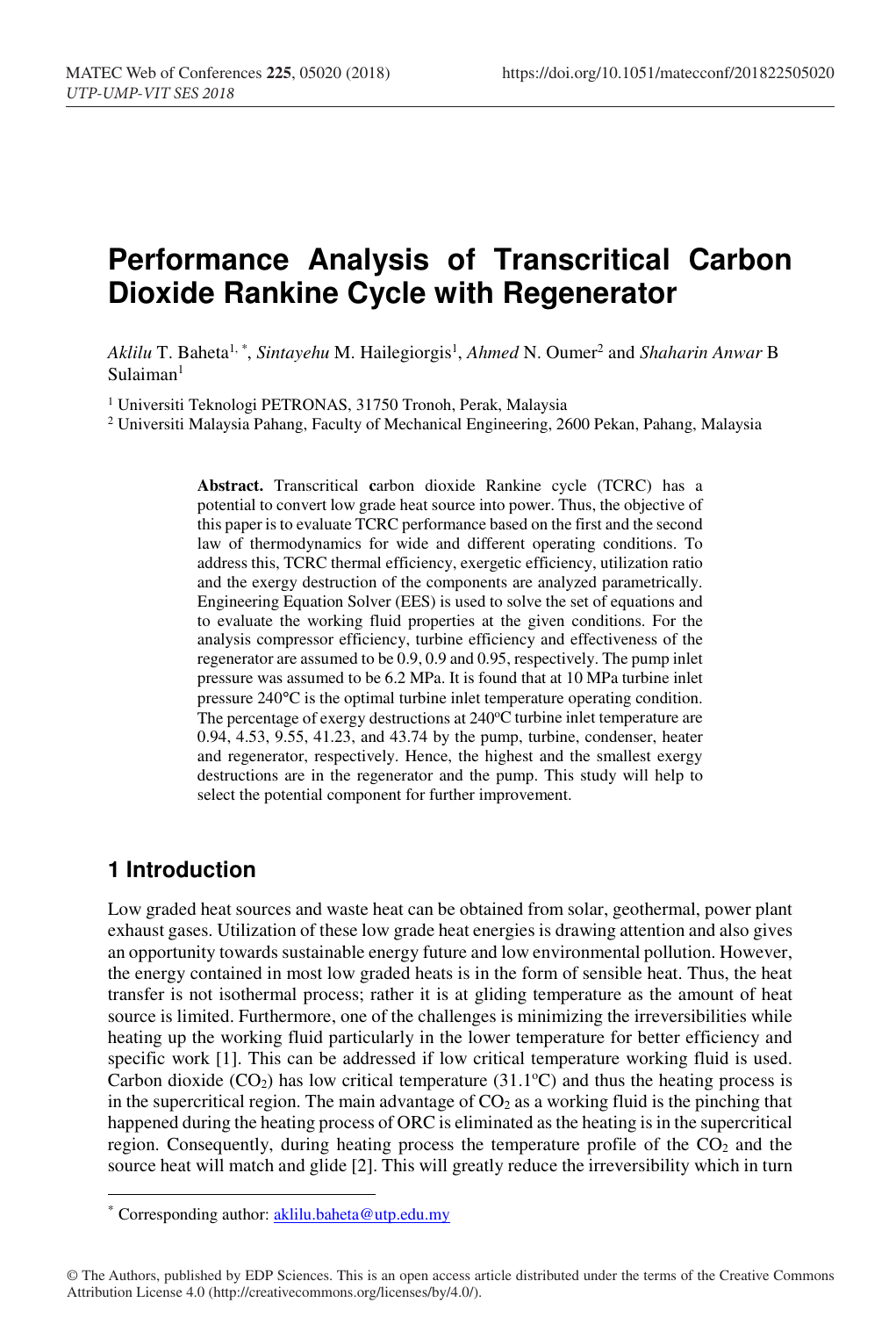# Performance Analysis of Transcritical Carbon Dioxide Rankine Cycle with Regenerator

*Aklilu* T. Baheta[1, *], *Sintayehu* M. Hailegiorgis[1], *Ahmed* N. Oumer[2] and *Shaharin Anwar* B Sulaiman[1]

[1] Universiti Teknologi PETRONAS, 31750 Tronoh, Perak, Malaysia

[2] Universiti Malaysia Pahang, Faculty of Mechanical Engineering, 2600 Pekan, Pahang, Malaysia

> **Abstract.** Transcritical **c**arbon dioxide Rankine cycle (TCRC) has a potential to convert low grade heat source into power. Thus, the objective of this paper is to evaluate TCRC performance based on the first and the second law of thermodynamics for wide and different operating conditions. To address this, TCRC thermal efficiency, exergetic efficiency, utilization ratio and the exergy destruction of the components are analyzed parametrically. Engineering Equation Solver (EES) is used to solve the set of equations and to evaluate the working fluid properties at the given conditions. For the analysis compressor efficiency, turbine efficiency and effectiveness of the regenerator are assumed to be 0.9, 0.9 and 0.95, respectively. The pump inlet pressure was assumed to be 6.2 MPa. It is found that at 10 MPa turbine inlet pressure 240°C is the optimal turbine inlet temperature operating condition. The percentage of exergy destructions at 240°C turbine inlet temperature are 0.94, 4.53, 9.55, 41.23, and 43.74 by the pump, turbine, condenser, heater and regenerator, respectively. Hence, the highest and the smallest exergy destructions are in the regenerator and the pump. This study will help to select the potential component for further improvement.

## 1 Introduction

Low graded heat sources and waste heat can be obtained from solar, geothermal, power plant exhaust gases. Utilization of these low grade heat energies is drawing attention and also gives an opportunity towards sustainable energy future and low environmental pollution. However, the energy contained in most low graded heats is in the form of sensible heat. Thus, the heat transfer is not isothermal process; rather it is at gliding temperature as the amount of heat source is limited. Furthermore, one of the challenges is minimizing the irreversibilities while heating up the working fluid particularly in the lower temperature for better efficiency and specific work [1]. This can be addressed if low critical temperature working fluid is used. Carbon dioxide ($CO_2$) has low critical temperature (31.1°C) and thus the heating process is in the supercritical region. The main advantage of $CO_2$ as a working fluid is the pinching that happened during the heating process of ORC is eliminated as the heating is in the supercritical region. Consequently, during heating process the temperature profile of the $CO_2$ and the source heat will match and glide [2]. This will greatly reduce the irreversibility which in turn

---

* Corresponding author: aklilu.baheta@utp.edu.my

© The Authors, published by EDP Sciences. This is an open access article distributed under the terms of the Creative Commons Attribution License 4.0 (http://creativecommons.org/licenses/by/4.0/).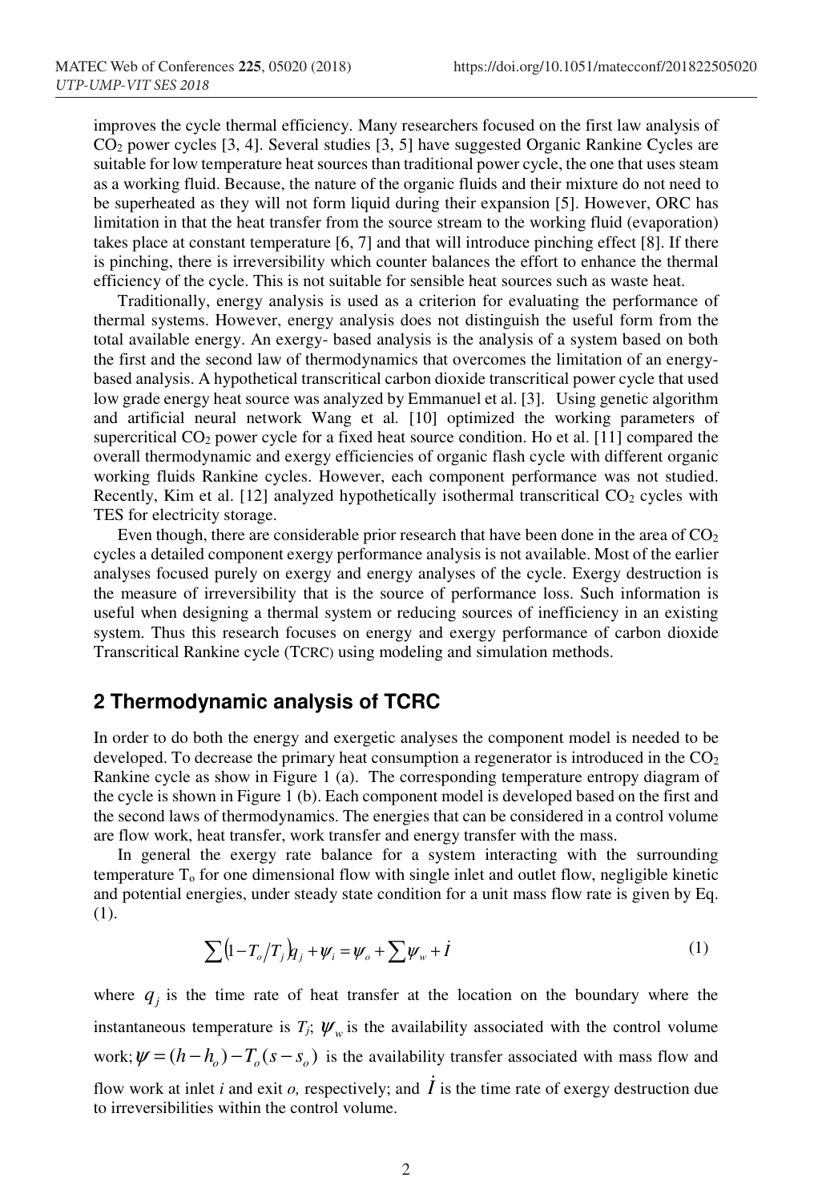improves the cycle thermal efficiency. Many researchers focused on the first law analysis of $CO_2$ power cycles [3, 4]. Several studies [3, 5] have suggested Organic Rankine Cycles are suitable for low temperature heat sources than traditional power cycle, the one that uses steam as a working fluid. Because, the nature of the organic fluids and their mixture do not need to be superheated as they will not form liquid during their expansion [5]. However, ORC has limitation in that the heat transfer from the source stream to the working fluid (evaporation) takes place at constant temperature [6, 7] and that will introduce pinching effect [8]. If there is pinching, there is irreversibility which counter balances the effort to enhance the thermal efficiency of the cycle. This is not suitable for sensible heat sources such as waste heat.

Traditionally, energy analysis is used as a criterion for evaluating the performance of thermal systems. However, energy analysis does not distinguish the useful form from the total available energy. An exergy- based analysis is the analysis of a system based on both the first and the second law of thermodynamics that overcomes the limitation of an energy-based analysis. A hypothetical transcritical carbon dioxide transcritical power cycle that used low grade energy heat source was analyzed by Emmanuel et al. [3]. Using genetic algorithm and artificial neural network Wang et al. [10] optimized the working parameters of supercritical $CO_2$ power cycle for a fixed heat source condition. Ho et al. [11] compared the overall thermodynamic and exergy efficiencies of organic flash cycle with different organic working fluids Rankine cycles. However, each component performance was not studied. Recently, Kim et al. [12] analyzed hypothetically isothermal transcritical $CO_2$ cycles with TES for electricity storage.

Even though, there are considerable prior research that have been done in the area of $CO_2$ cycles a detailed component exergy performance analysis is not available. Most of the earlier analyses focused purely on exergy and energy analyses of the cycle. Exergy destruction is the measure of irreversibility that is the source of performance loss. Such information is useful when designing a thermal system or reducing sources of inefficiency in an existing system. Thus this research focuses on energy and exergy performance of carbon dioxide Transcritical Rankine cycle (TCRC) using modeling and simulation methods.

## 2 Thermodynamic analysis of TCRC

In order to do both the energy and exergetic analyses the component model is needed to be developed. To decrease the primary heat consumption a regenerator is introduced in the $CO_2$ Rankine cycle as show in Figure 1 (a). The corresponding temperature entropy diagram of the cycle is shown in Figure 1 (b). Each component model is developed based on the first and the second laws of thermodynamics. The energies that can be considered in a control volume are flow work, heat transfer, work transfer and energy transfer with the mass.

In general the exergy rate balance for a system interacting with the surrounding temperature $T_o$ for one dimensional flow with single inlet and outlet flow, negligible kinetic and potential energies, under steady state condition for a unit mass flow rate is given by Eq. (1).

$$\sum\left(1-T_o/T_j\right)q_j+\psi_i=\psi_o+\sum\psi_w+\dot{I} \tag{1}$$

where $q_j$ is the time rate of heat transfer at the location on the boundary where the instantaneous temperature is $T_j$; $\psi_w$ is the availability associated with the control volume work; $\psi=(h-h_o)-T_o(s-s_o)$ is the availability transfer associated with mass flow and flow work at inlet $i$ and exit $o$, respectively; and $\dot{I}$ is the time rate of exergy destruction due to irreversibilities within the control volume.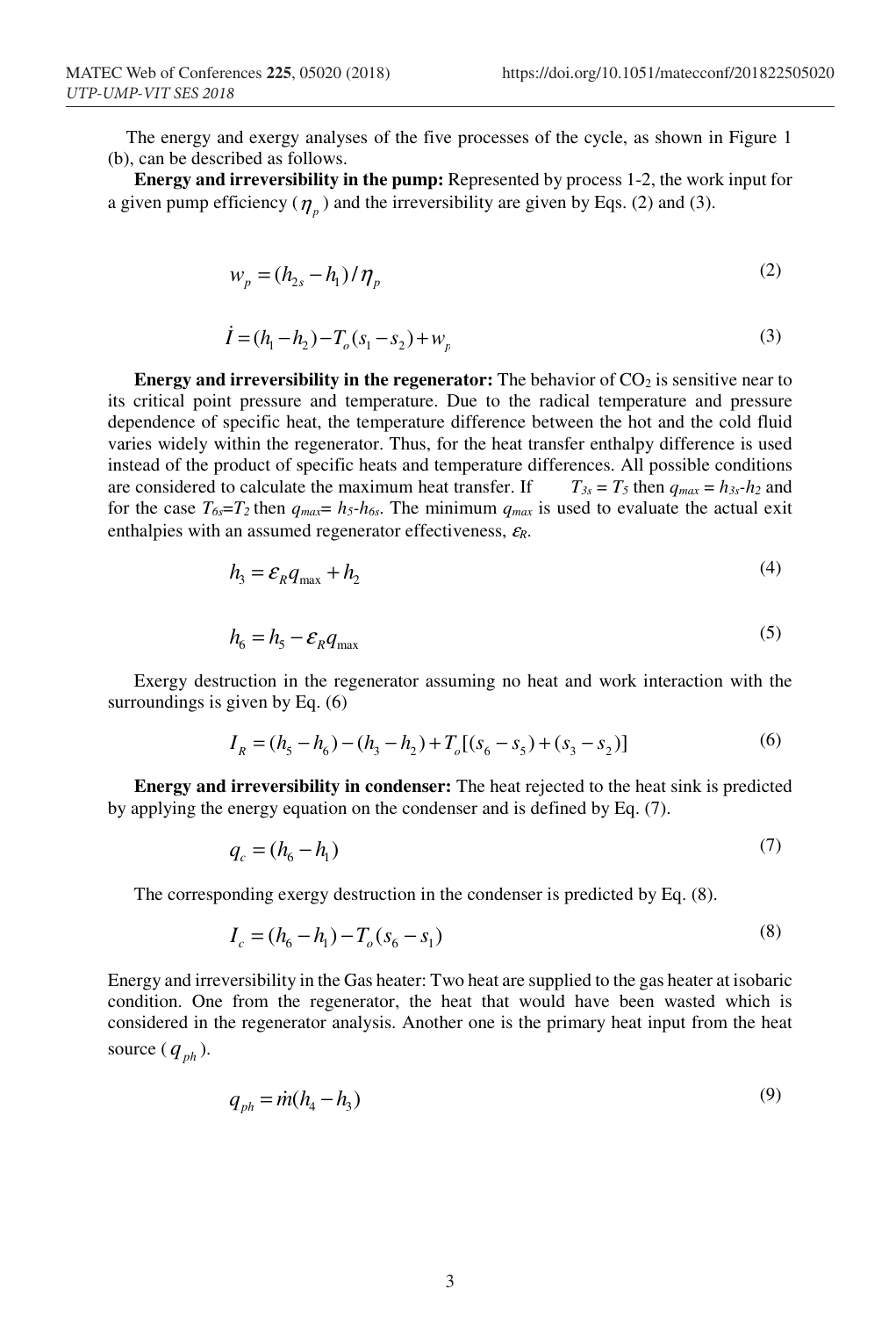The energy and exergy analyses of the five processes of the cycle, as shown in Figure 1 (b), can be described as follows.

**Energy and irreversibility in the pump:** Represented by process 1-2, the work input for a given pump efficiency ($\eta_p$) and the irreversibility are given by Eqs. (2) and (3).

$$w_p = (h_{2s} - h_1)/\eta_p \tag{2}$$

$$\dot{I} = (h_1 - h_2) - T_o(s_1 - s_2) + w_p \tag{3}$$

**Energy and irreversibility in the regenerator:** The behavior of $CO_2$ is sensitive near to its critical point pressure and temperature. Due to the radical temperature and pressure dependence of specific heat, the temperature difference between the hot and the cold fluid varies widely within the regenerator. Thus, for the heat transfer enthalpy difference is used instead of the product of specific heats and temperature differences. All possible conditions are considered to calculate the maximum heat transfer. If $T_{3s} = T_5$ then $q_{max} = h_{3s}$-$h_2$ and for the case $T_{6s}$=$T_2$ then $q_{max}$= $h_5$-$h_{6s}$. The minimum $q_{max}$ is used to evaluate the actual exit enthalpies with an assumed regenerator effectiveness, $\varepsilon_R$.

$$h_3 = \varepsilon_R q_{\max} + h_2 \tag{4}$$

$$h_6 = h_5 - \varepsilon_R q_{\max} \tag{5}$$

Exergy destruction in the regenerator assuming no heat and work interaction with the surroundings is given by Eq. (6)

$$I_R = (h_5 - h_6) - (h_3 - h_2) + T_o[(s_6 - s_5) + (s_3 - s_2)] \tag{6}$$

**Energy and irreversibility in condenser:** The heat rejected to the heat sink is predicted by applying the energy equation on the condenser and is defined by Eq. (7).

$$q_c = (h_6 - h_1) \tag{7}$$

The corresponding exergy destruction in the condenser is predicted by Eq. (8).

$$I_c = (h_6 - h_1) - T_o(s_6 - s_1) \tag{8}$$

Energy and irreversibility in the Gas heater: Two heat are supplied to the gas heater at isobaric condition. One from the regenerator, the heat that would have been wasted which is considered in the regenerator analysis. Another one is the primary heat input from the heat source ($q_{ph}$).

$$q_{ph} = \dot{m}(h_4 - h_3) \tag{9}$$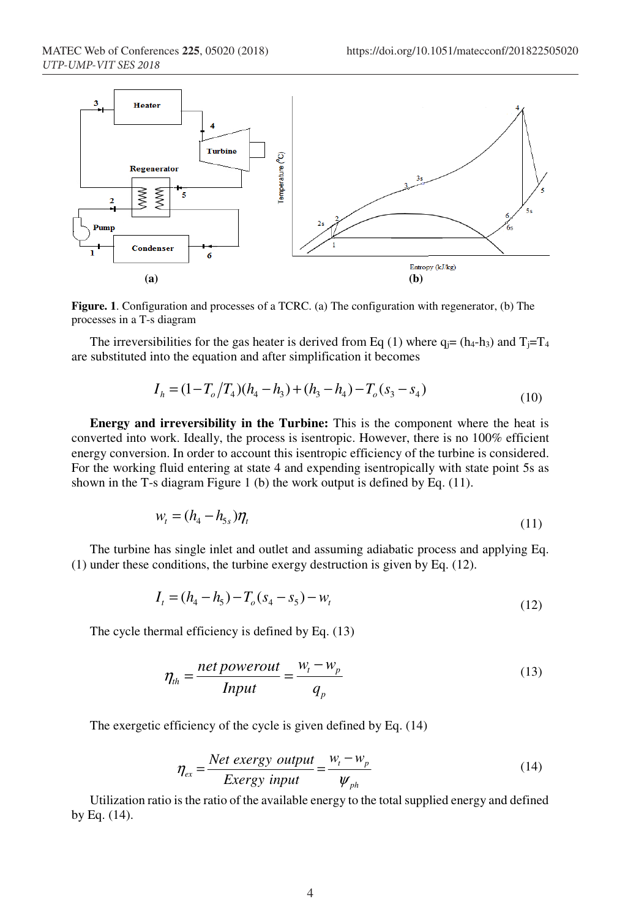**Figure. 1**. Configuration and processes of a TCRC. (a) The configuration with regenerator, (b) The processes in a T-s diagram

The irreversibilities for the gas heater is derived from Eq (1) where $q_j= (h_4-h_3)$ and $T_j=T_4$ are substituted into the equation and after simplification it becomes

$$I_h = (1 - T_o/T_4)(h_4 - h_3) + (h_3 - h_4) - T_o(s_3 - s_4) \tag{10}$$

**Energy and irreversibility in the Turbine:** This is the component where the heat is converted into work. Ideally, the process is isentropic. However, there is no 100% efficient energy conversion. In order to account this isentropic efficiency of the turbine is considered. For the working fluid entering at state 4 and expending isentropically with state point 5s as shown in the T-s diagram Figure 1 (b) the work output is defined by Eq. (11).

$$w_t = (h_4 - h_{5s})\eta_t \tag{11}$$

The turbine has single inlet and outlet and assuming adiabatic process and applying Eq. (1) under these conditions, the turbine exergy destruction is given by Eq. (12).

$$I_t = (h_4 - h_5) - T_o(s_4 - s_5) - w_t \tag{12}$$

The cycle thermal efficiency is defined by Eq. (13)

$$\eta_{th} = \frac{net\,powerout}{Input} = \frac{w_t - w_p}{q_p} \tag{13}$$

The exergetic efficiency of the cycle is given defined by Eq. (14)

$$\eta_{ex} = \frac{Net\ exergy\ output}{Exergy\ input} = \frac{w_t - w_p}{\psi_{ph}} \tag{14}$$

Utilization ratio is the ratio of the available energy to the total supplied energy and defined by Eq. (14).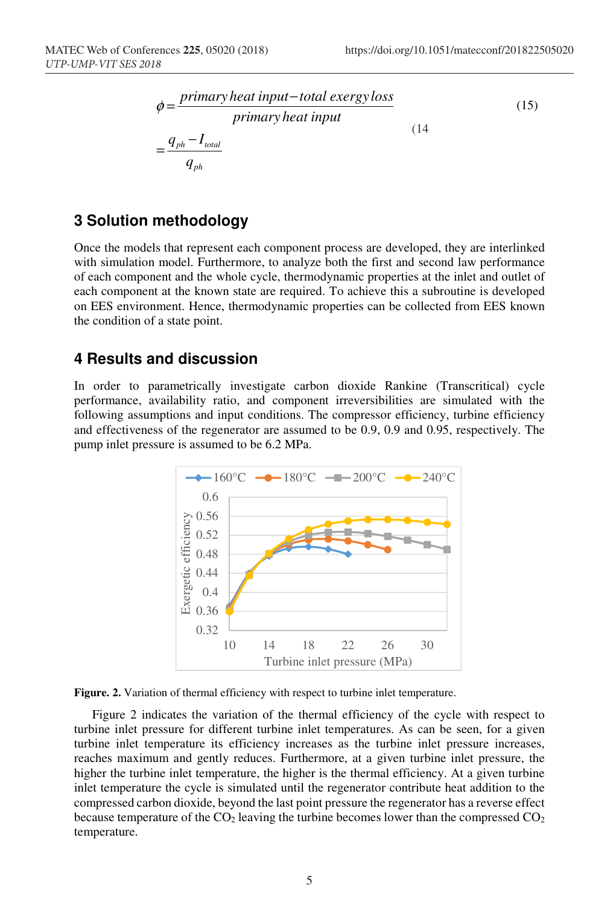$$\phi = \frac{primary\, heat\, input - total\, exergy\, loss}{primary\, heat\, input} = \frac{q_{ph} - I_{total}}{q_{ph}} \quad (15)$$

## 3 Solution methodology

Once the models that represent each component process are developed, they are interlinked with simulation model. Furthermore, to analyze both the first and second law performance of each component and the whole cycle, thermodynamic properties at the inlet and outlet of each component at the known state are required. To achieve this a subroutine is developed on EES environment. Hence, thermodynamic properties can be collected from EES known the condition of a state point.

## 4 Results and discussion

In order to parametrically investigate carbon dioxide Rankine (Transcritical) cycle performance, availability ratio, and component irreversibilities are simulated with the following assumptions and input conditions. The compressor efficiency, turbine efficiency and effectiveness of the regenerator are assumed to be 0.9, 0.9 and 0.95, respectively. The pump inlet pressure is assumed to be 6.2 MPa.

**Figure. 2.** Variation of thermal efficiency with respect to turbine inlet temperature.

Figure 2 indicates the variation of the thermal efficiency of the cycle with respect to turbine inlet pressure for different turbine inlet temperatures. As can be seen, for a given turbine inlet temperature its efficiency increases as the turbine inlet pressure increases, reaches maximum and gently reduces. Furthermore, at a given turbine inlet pressure, the higher the turbine inlet temperature, the higher is the thermal efficiency. At a given turbine inlet temperature the cycle is simulated until the regenerator contribute heat addition to the compressed carbon dioxide, beyond the last point pressure the regenerator has a reverse effect because temperature of the $CO_2$ leaving the turbine becomes lower than the compressed $CO_2$ temperature.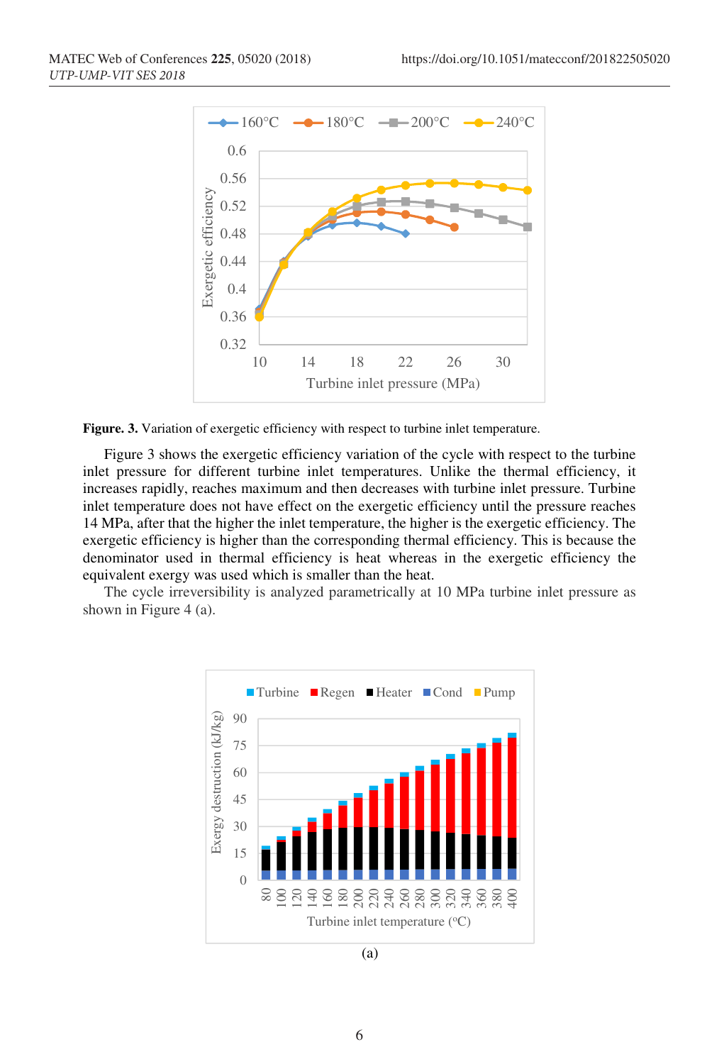**Figure. 3.** Variation of exergetic efficiency with respect to turbine inlet temperature.

Figure 3 shows the exergetic efficiency variation of the cycle with respect to the turbine inlet pressure for different turbine inlet temperatures. Unlike the thermal efficiency, it increases rapidly, reaches maximum and then decreases with turbine inlet pressure. Turbine inlet temperature does not have effect on the exergetic efficiency until the pressure reaches 14 MPa, after that the higher the inlet temperature, the higher is the exergetic efficiency. The exergetic efficiency is higher than the corresponding thermal efficiency. This is because the denominator used in thermal efficiency is heat whereas in the exergetic efficiency the equivalent exergy was used which is smaller than the heat.

The cycle irreversibility is analyzed parametrically at 10 MPa turbine inlet pressure as shown in Figure 4 (a).

(a)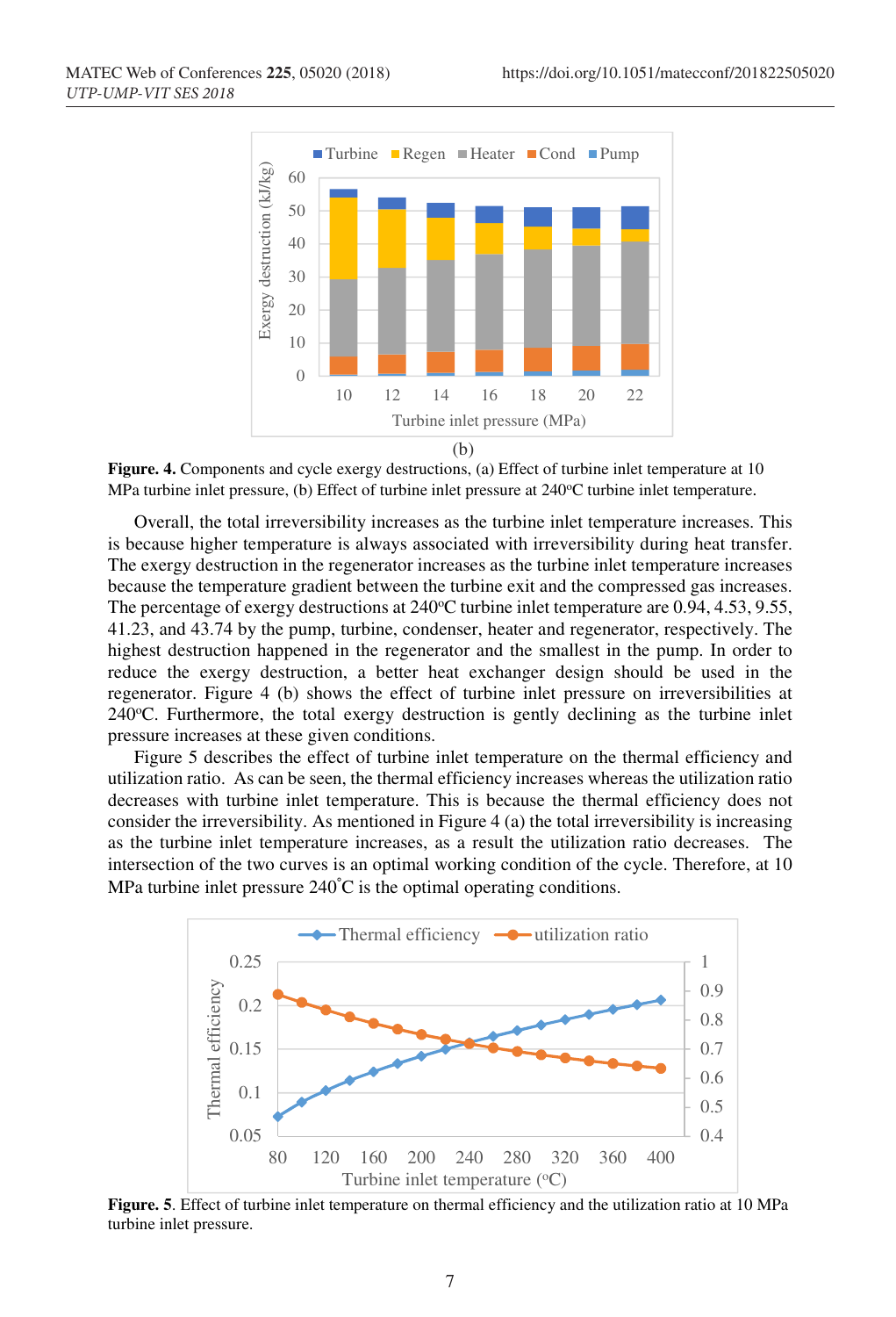(b)

**Figure. 4.** Components and cycle exergy destructions, (a) Effect of turbine inlet temperature at 10 MPa turbine inlet pressure, (b) Effect of turbine inlet pressure at 240°C turbine inlet temperature.

Overall, the total irreversibility increases as the turbine inlet temperature increases. This is because higher temperature is always associated with irreversibility during heat transfer. The exergy destruction in the regenerator increases as the turbine inlet temperature increases because the temperature gradient between the turbine exit and the compressed gas increases. The percentage of exergy destructions at 240°C turbine inlet temperature are 0.94, 4.53, 9.55, 41.23, and 43.74 by the pump, turbine, condenser, heater and regenerator, respectively. The highest destruction happened in the regenerator and the smallest in the pump. In order to reduce the exergy destruction, a better heat exchanger design should be used in the regenerator. Figure 4 (b) shows the effect of turbine inlet pressure on irreversibilities at 240°C. Furthermore, the total exergy destruction is gently declining as the turbine inlet pressure increases at these given conditions.

Figure 5 describes the effect of turbine inlet temperature on the thermal efficiency and utilization ratio. As can be seen, the thermal efficiency increases whereas the utilization ratio decreases with turbine inlet temperature. This is because the thermal efficiency does not consider the irreversibility. As mentioned in Figure 4 (a) the total irreversibility is increasing as the turbine inlet temperature increases, as a result the utilization ratio decreases. The intersection of the two curves is an optimal working condition of the cycle. Therefore, at 10 MPa turbine inlet pressure 240°C is the optimal operating conditions.

**Figure. 5**. Effect of turbine inlet temperature on thermal efficiency and the utilization ratio at 10 MPa turbine inlet pressure.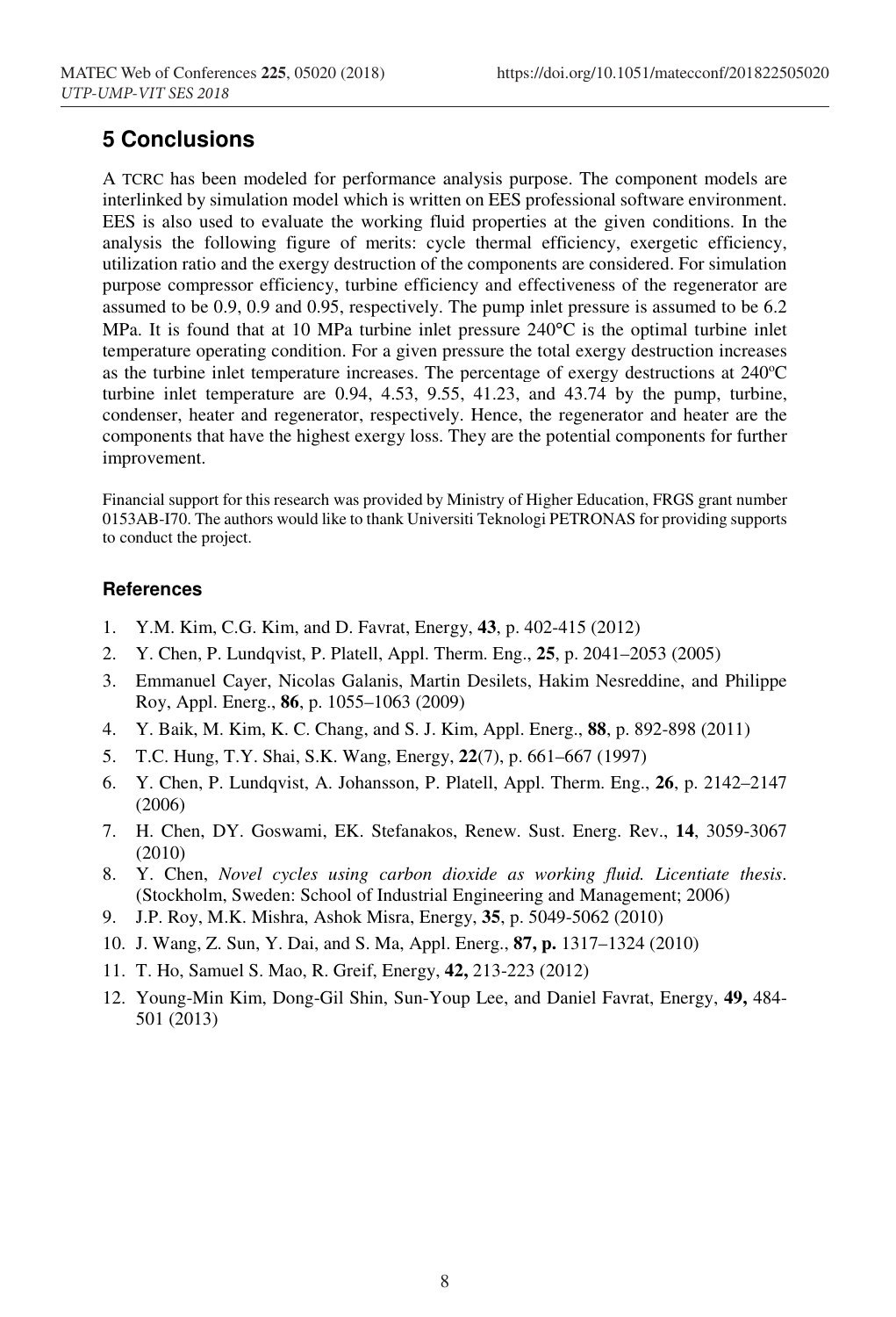## 5 Conclusions

A TCRC has been modeled for performance analysis purpose. The component models are interlinked by simulation model which is written on EES professional software environment. EES is also used to evaluate the working fluid properties at the given conditions. In the analysis the following figure of merits: cycle thermal efficiency, exergetic efficiency, utilization ratio and the exergy destruction of the components are considered. For simulation purpose compressor efficiency, turbine efficiency and effectiveness of the regenerator are assumed to be 0.9, 0.9 and 0.95, respectively. The pump inlet pressure is assumed to be 6.2 MPa. It is found that at 10 MPa turbine inlet pressure 240°C is the optimal turbine inlet temperature operating condition. For a given pressure the total exergy destruction increases as the turbine inlet temperature increases. The percentage of exergy destructions at 240ºC turbine inlet temperature are 0.94, 4.53, 9.55, 41.23, and 43.74 by the pump, turbine, condenser, heater and regenerator, respectively. Hence, the regenerator and heater are the components that have the highest exergy loss. They are the potential components for further improvement.

Financial support for this research was provided by Ministry of Higher Education, FRGS grant number 0153AB-I70. The authors would like to thank Universiti Teknologi PETRONAS for providing supports to conduct the project.

### References

1. Y.M. Kim, C.G. Kim, and D. Favrat, Energy, **43**, p. 402-415 (2012)
2. Y. Chen, P. Lundqvist, P. Platell, Appl. Therm. Eng., **25**, p. 2041–2053 (2005)
3. Emmanuel Cayer, Nicolas Galanis, Martin Desilets, Hakim Nesreddine, and Philippe Roy, Appl. Energ., **86**, p. 1055–1063 (2009)
4. Y. Baik, M. Kim, K. C. Chang, and S. J. Kim, Appl. Energ., **88**, p. 892-898 (2011)
5. T.C. Hung, T.Y. Shai, S.K. Wang, Energy, **22**(7), p. 661–667 (1997)
6. Y. Chen, P. Lundqvist, A. Johansson, P. Platell, Appl. Therm. Eng., **26**, p. 2142–2147 (2006)
7. H. Chen, DY. Goswami, EK. Stefanakos, Renew. Sust. Energ. Rev., **14**, 3059-3067 (2010)
8. Y. Chen, *Novel cycles using carbon dioxide as working fluid. Licentiate thesis*. (Stockholm, Sweden: School of Industrial Engineering and Management; 2006)
9. J.P. Roy, M.K. Mishra, Ashok Misra, Energy, **35**, p. 5049-5062 (2010)
10. J. Wang, Z. Sun, Y. Dai, and S. Ma, Appl. Energ., **87, p.** 1317–1324 (2010)
11. T. Ho, Samuel S. Mao, R. Greif, Energy, **42,** 213-223 (2012)
12. Young-Min Kim, Dong-Gil Shin, Sun-Youp Lee, and Daniel Favrat, Energy, **49,** 484-501 (2013)